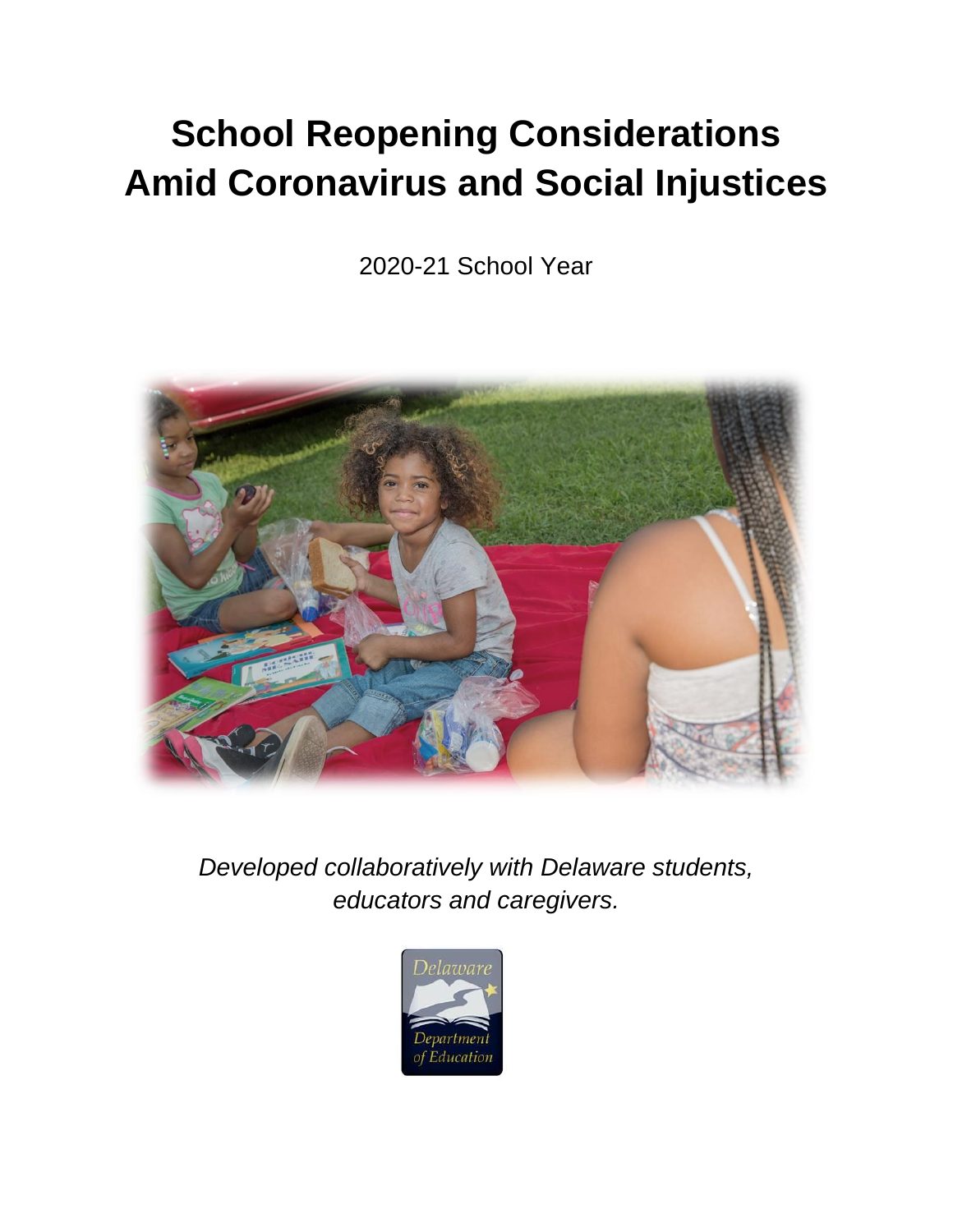# School Reopening Considerations Amid Coronavirus and Social Injustices

2020-21 School Year

*Developed collaboratively with Delaware students, educators and caregivers.*

Delaware Department of Education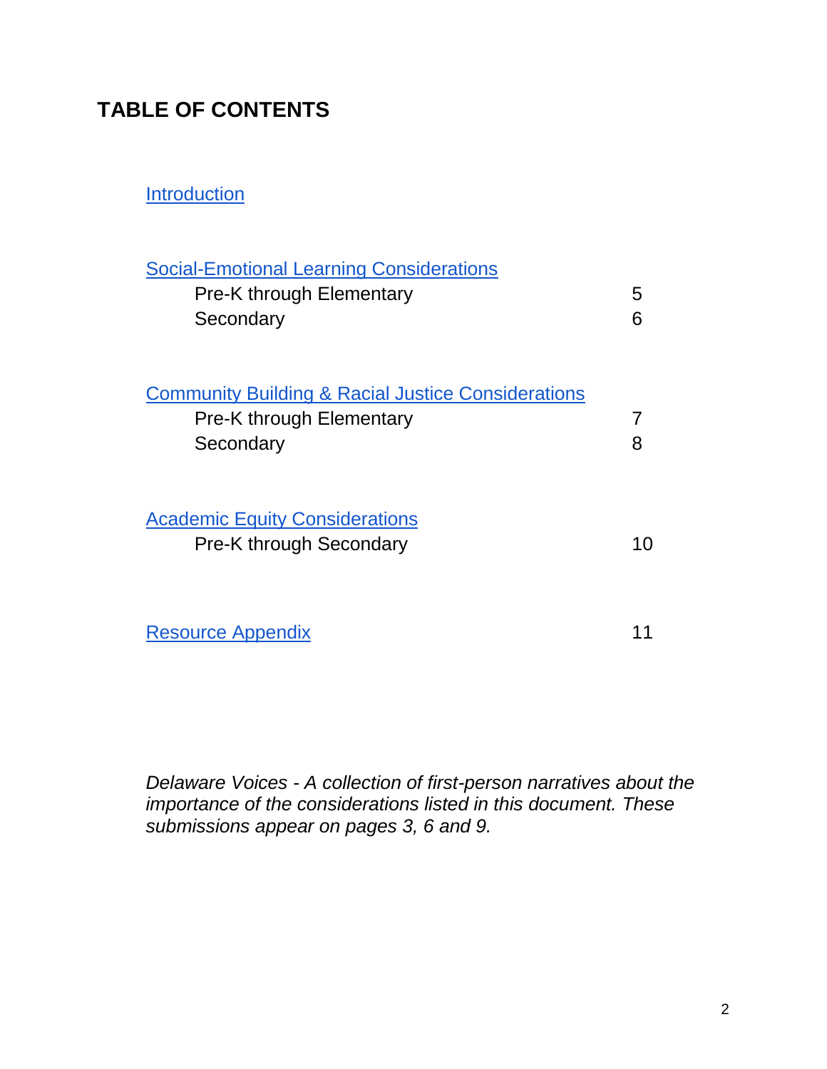# TABLE OF CONTENTS

Introduction

Social-Emotional Learning Considerations

| | |
|---|---|
| Pre-K through Elementary | 5 |
| Secondary | 6 |

Community Building & Racial Justice Considerations

| | |
|---|---|
| Pre-K through Elementary | 7 |
| Secondary | 8 |

Academic Equity Considerations

| | |
|---|---|
| Pre-K through Secondary | 10 |

Resource Appendix 11

*Delaware Voices - A collection of first-person narratives about the importance of the considerations listed in this document. These submissions appear on pages 3, 6 and 9.*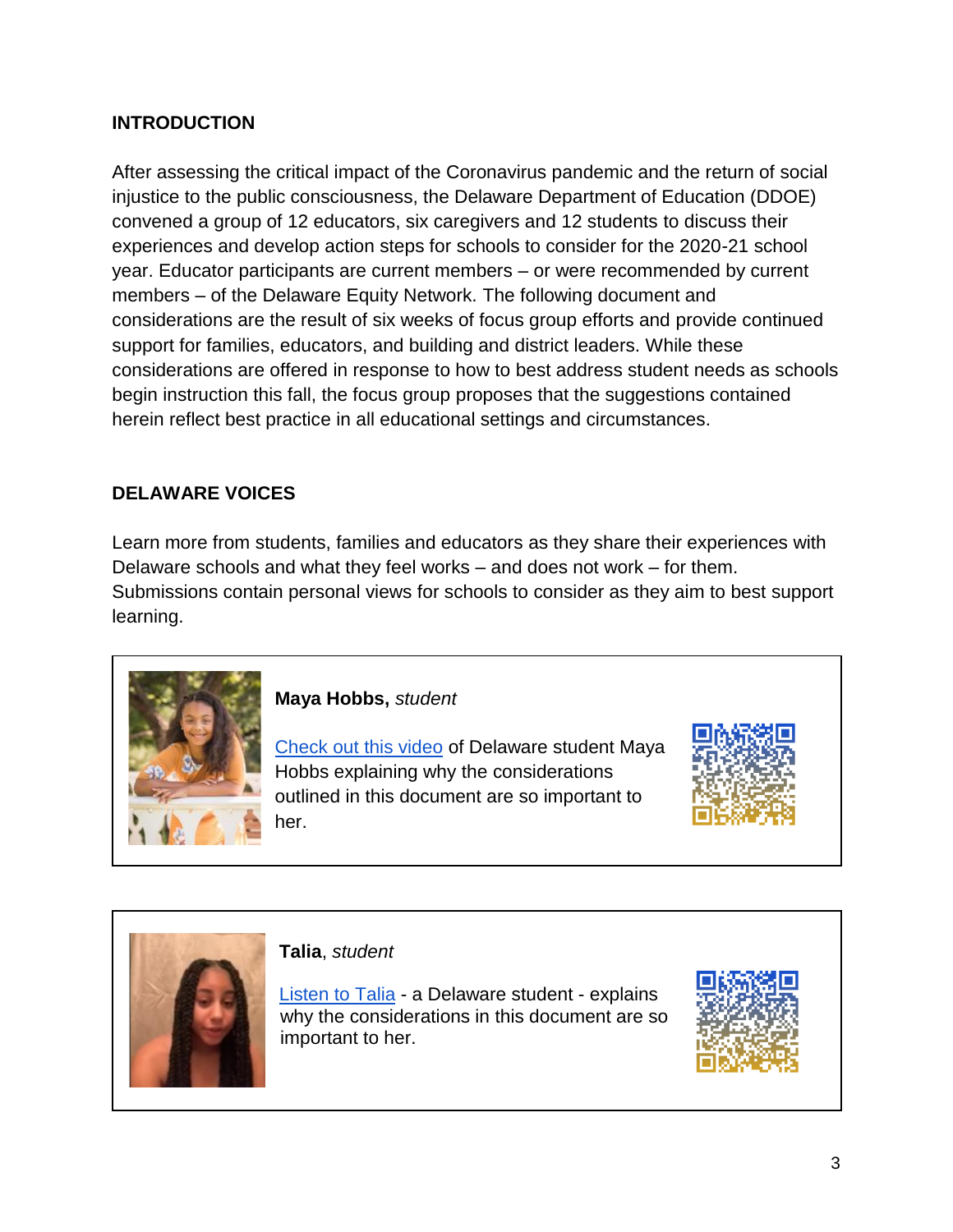## INTRODUCTION

After assessing the critical impact of the Coronavirus pandemic and the return of social injustice to the public consciousness, the Delaware Department of Education (DDOE) convened a group of 12 educators, six caregivers and 12 students to discuss their experiences and develop action steps for schools to consider for the 2020-21 school year. Educator participants are current members – or were recommended by current members – of the Delaware Equity Network. The following document and considerations are the result of six weeks of focus group efforts and provide continued support for families, educators, and building and district leaders. While these considerations are offered in response to how to best address student needs as schools begin instruction this fall, the focus group proposes that the suggestions contained herein reflect best practice in all educational settings and circumstances.

## DELAWARE VOICES

Learn more from students, families and educators as they share their experiences with Delaware schools and what they feel works – and does not work – for them. Submissions contain personal views for schools to consider as they aim to best support learning.

**Maya Hobbs,** *student*

Check out this video of Delaware student Maya Hobbs explaining why the considerations outlined in this document are so important to her.

**Talia**, *student*

Listen to Talia - a Delaware student - explains why the considerations in this document are so important to her.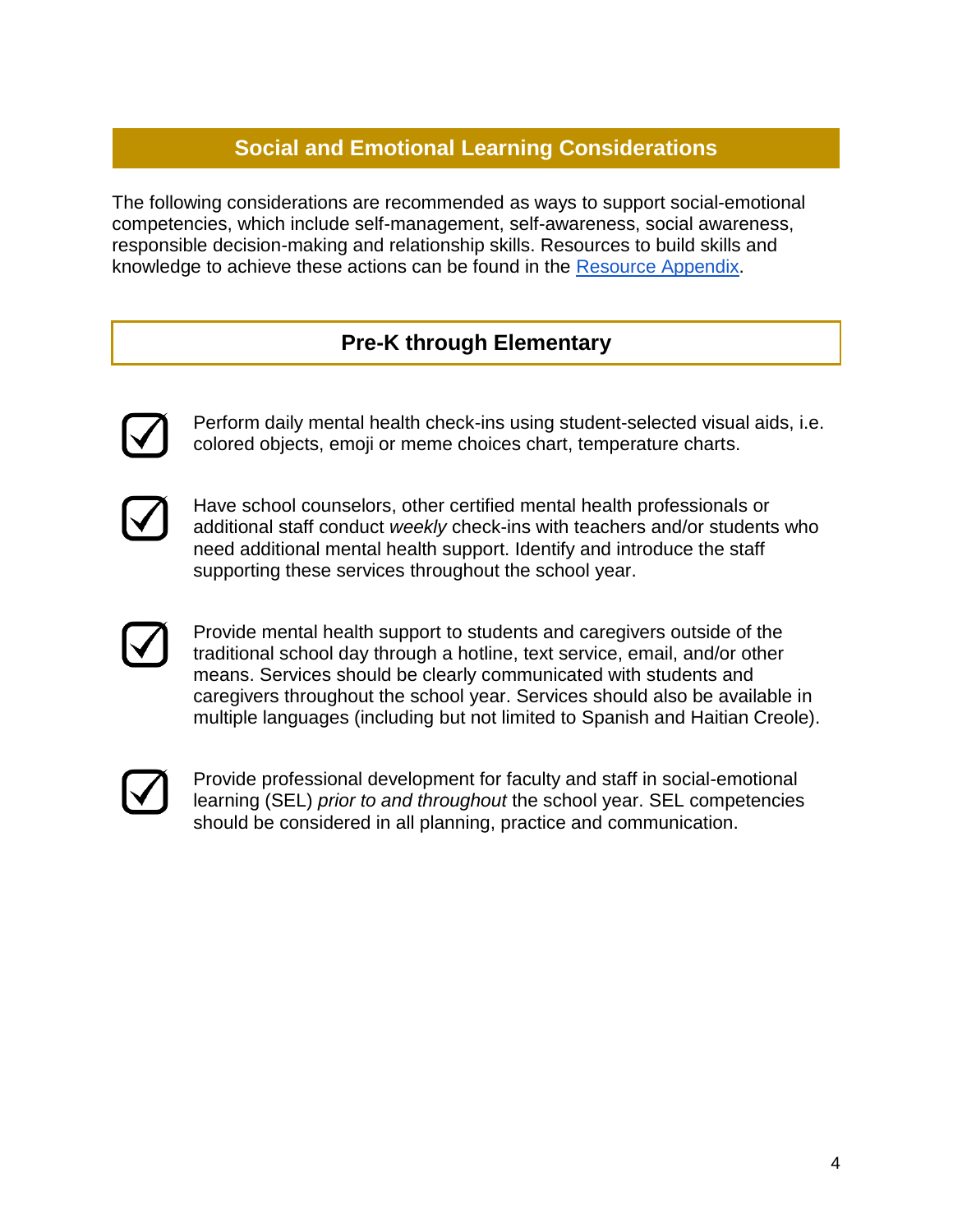## Social and Emotional Learning Considerations

The following considerations are recommended as ways to support social-emotional competencies, which include self-management, self-awareness, social awareness, responsible decision-making and relationship skills. Resources to build skills and knowledge to achieve these actions can be found in the Resource Appendix.

### Pre-K through Elementary

- ☑ Perform daily mental health check-ins using student-selected visual aids, i.e. colored objects, emoji or meme choices chart, temperature charts.
- ☑ Have school counselors, other certified mental health professionals or additional staff conduct *weekly* check-ins with teachers and/or students who need additional mental health support. Identify and introduce the staff supporting these services throughout the school year.
- ☑ Provide mental health support to students and caregivers outside of the traditional school day through a hotline, text service, email, and/or other means. Services should be clearly communicated with students and caregivers throughout the school year. Services should also be available in multiple languages (including but not limited to Spanish and Haitian Creole).
- ☑ Provide professional development for faculty and staff in social-emotional learning (SEL) *prior to and throughout* the school year. SEL competencies should be considered in all planning, practice and communication.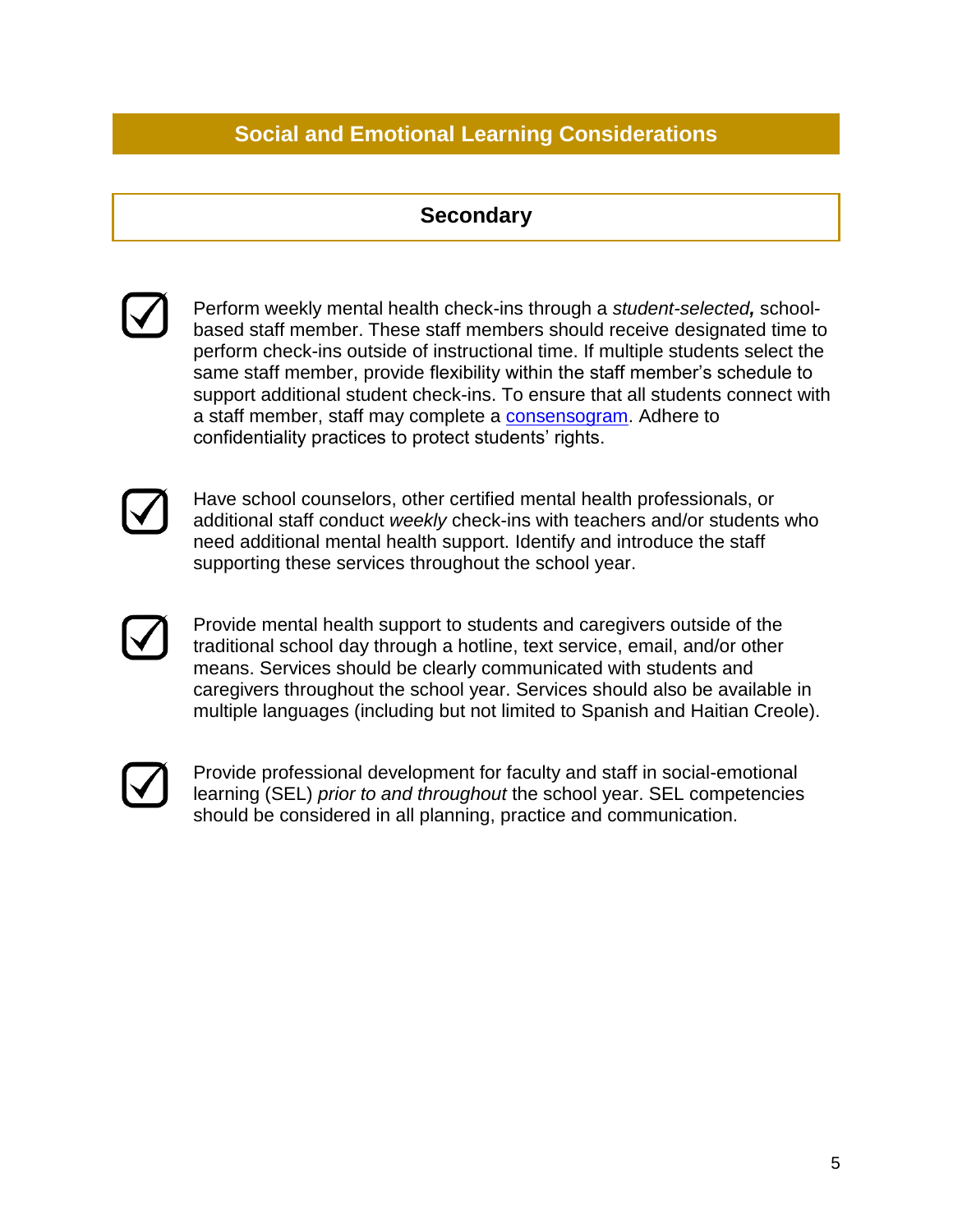## Social and Emotional Learning Considerations

### Secondary

- [x] Perform weekly mental health check-ins through a *student-selected,* school-based staff member. These staff members should receive designated time to perform check-ins outside of instructional time. If multiple students select the same staff member, provide flexibility within the staff member's schedule to support additional student check-ins. To ensure that all students connect with a staff member, staff may complete a consensogram. Adhere to confidentiality practices to protect students' rights.

- [x] Have school counselors, other certified mental health professionals, or additional staff conduct *weekly* check-ins with teachers and/or students who need additional mental health support. Identify and introduce the staff supporting these services throughout the school year.

- [x] Provide mental health support to students and caregivers outside of the traditional school day through a hotline, text service, email, and/or other means. Services should be clearly communicated with students and caregivers throughout the school year. Services should also be available in multiple languages (including but not limited to Spanish and Haitian Creole).

- [x] Provide professional development for faculty and staff in social-emotional learning (SEL) *prior to and throughout* the school year. SEL competencies should be considered in all planning, practice and communication.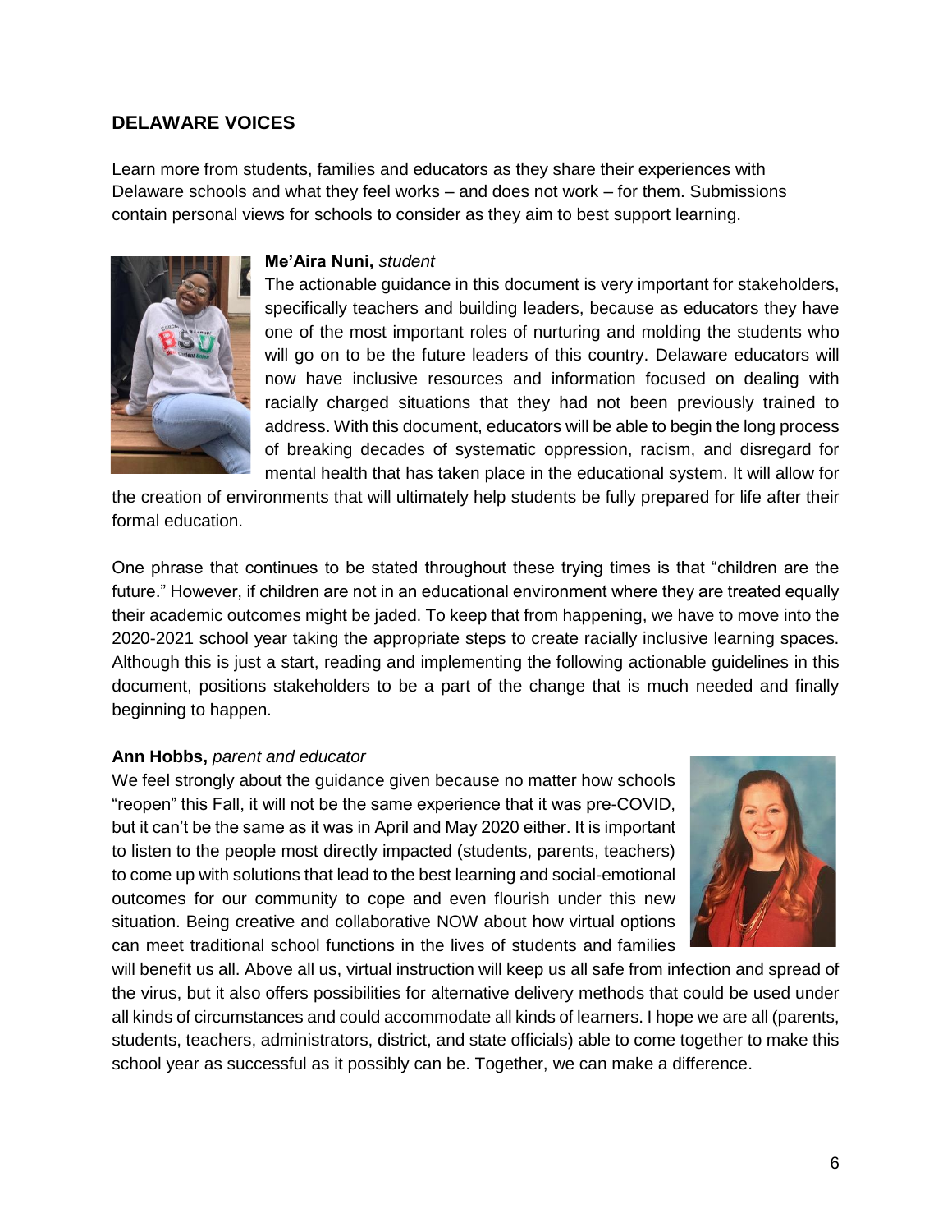## DELAWARE VOICES

Learn more from students, families and educators as they share their experiences with Delaware schools and what they feel works – and does not work – for them. Submissions contain personal views for schools to consider as they aim to best support learning.

**Me'Aira Nuni,** *student*

The actionable guidance in this document is very important for stakeholders, specifically teachers and building leaders, because as educators they have one of the most important roles of nurturing and molding the students who will go on to be the future leaders of this country. Delaware educators will now have inclusive resources and information focused on dealing with racially charged situations that they had not been previously trained to address. With this document, educators will be able to begin the long process of breaking decades of systematic oppression, racism, and disregard for mental health that has taken place in the educational system. It will allow for the creation of environments that will ultimately help students be fully prepared for life after their formal education.

One phrase that continues to be stated throughout these trying times is that "children are the future." However, if children are not in an educational environment where they are treated equally their academic outcomes might be jaded. To keep that from happening, we have to move into the 2020-2021 school year taking the appropriate steps to create racially inclusive learning spaces. Although this is just a start, reading and implementing the following actionable guidelines in this document, positions stakeholders to be a part of the change that is much needed and finally beginning to happen.

**Ann Hobbs,** *parent and educator*

We feel strongly about the guidance given because no matter how schools "reopen" this Fall, it will not be the same experience that it was pre-COVID, but it can't be the same as it was in April and May 2020 either. It is important to listen to the people most directly impacted (students, parents, teachers) to come up with solutions that lead to the best learning and social-emotional outcomes for our community to cope and even flourish under this new situation. Being creative and collaborative NOW about how virtual options can meet traditional school functions in the lives of students and families will benefit us all. Above all us, virtual instruction will keep us all safe from infection and spread of the virus, but it also offers possibilities for alternative delivery methods that could be used under all kinds of circumstances and could accommodate all kinds of learners. I hope we are all (parents, students, teachers, administrators, district, and state officials) able to come together to make this school year as successful as it possibly can be. Together, we can make a difference.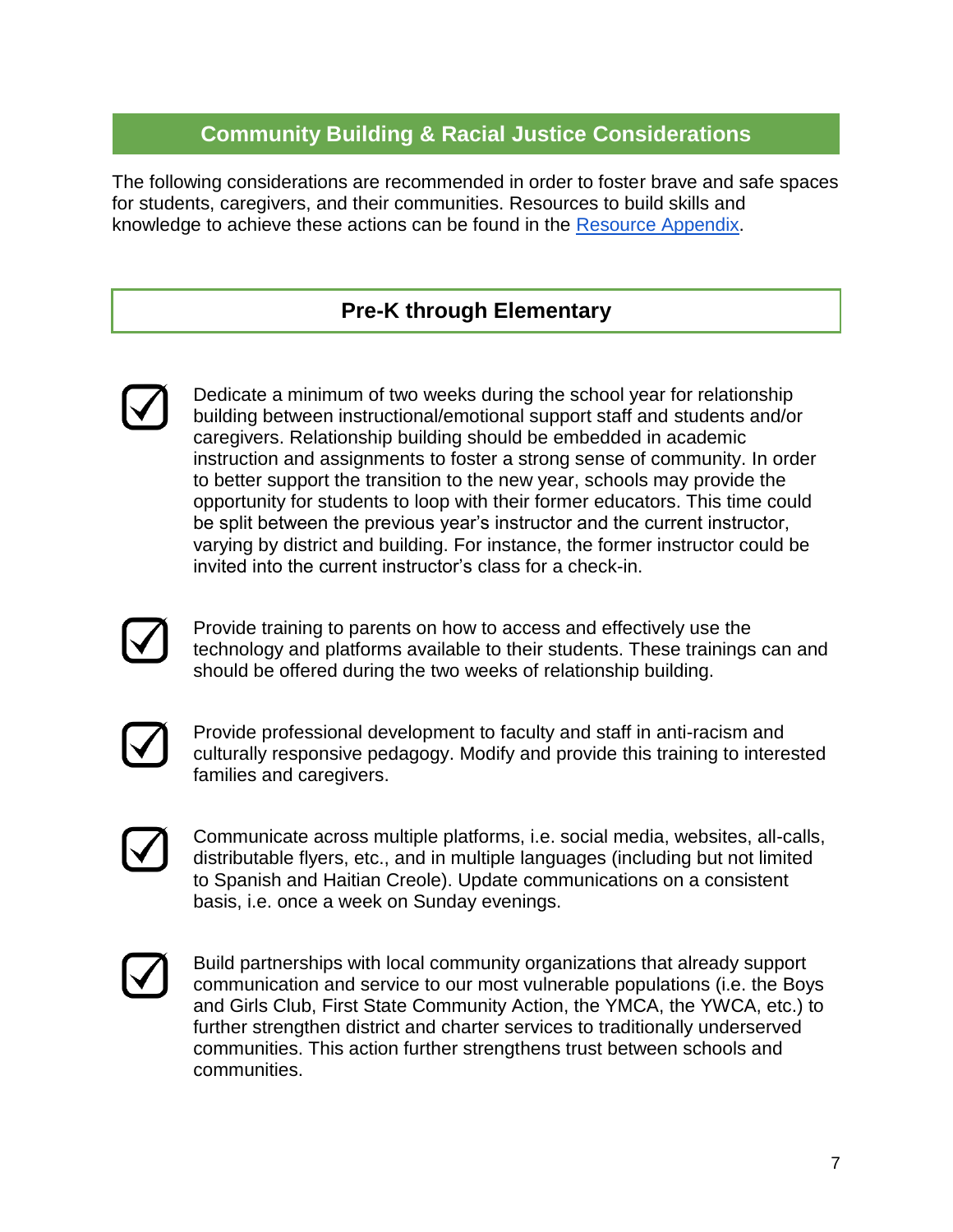## Community Building & Racial Justice Considerations

The following considerations are recommended in order to foster brave and safe spaces for students, caregivers, and their communities. Resources to build skills and knowledge to achieve these actions can be found in the Resource Appendix.

### Pre-K through Elementary

- ☑ Dedicate a minimum of two weeks during the school year for relationship building between instructional/emotional support staff and students and/or caregivers. Relationship building should be embedded in academic instruction and assignments to foster a strong sense of community. In order to better support the transition to the new year, schools may provide the opportunity for students to loop with their former educators. This time could be split between the previous year's instructor and the current instructor, varying by district and building. For instance, the former instructor could be invited into the current instructor's class for a check-in.

- ☑ Provide training to parents on how to access and effectively use the technology and platforms available to their students. These trainings can and should be offered during the two weeks of relationship building.

- ☑ Provide professional development to faculty and staff in anti-racism and culturally responsive pedagogy. Modify and provide this training to interested families and caregivers.

- ☑ Communicate across multiple platforms, i.e. social media, websites, all-calls, distributable flyers, etc., and in multiple languages (including but not limited to Spanish and Haitian Creole). Update communications on a consistent basis, i.e. once a week on Sunday evenings.

- ☑ Build partnerships with local community organizations that already support communication and service to our most vulnerable populations (i.e. the Boys and Girls Club, First State Community Action, the YMCA, the YWCA, etc.) to further strengthen district and charter services to traditionally underserved communities. This action further strengthens trust between schools and communities.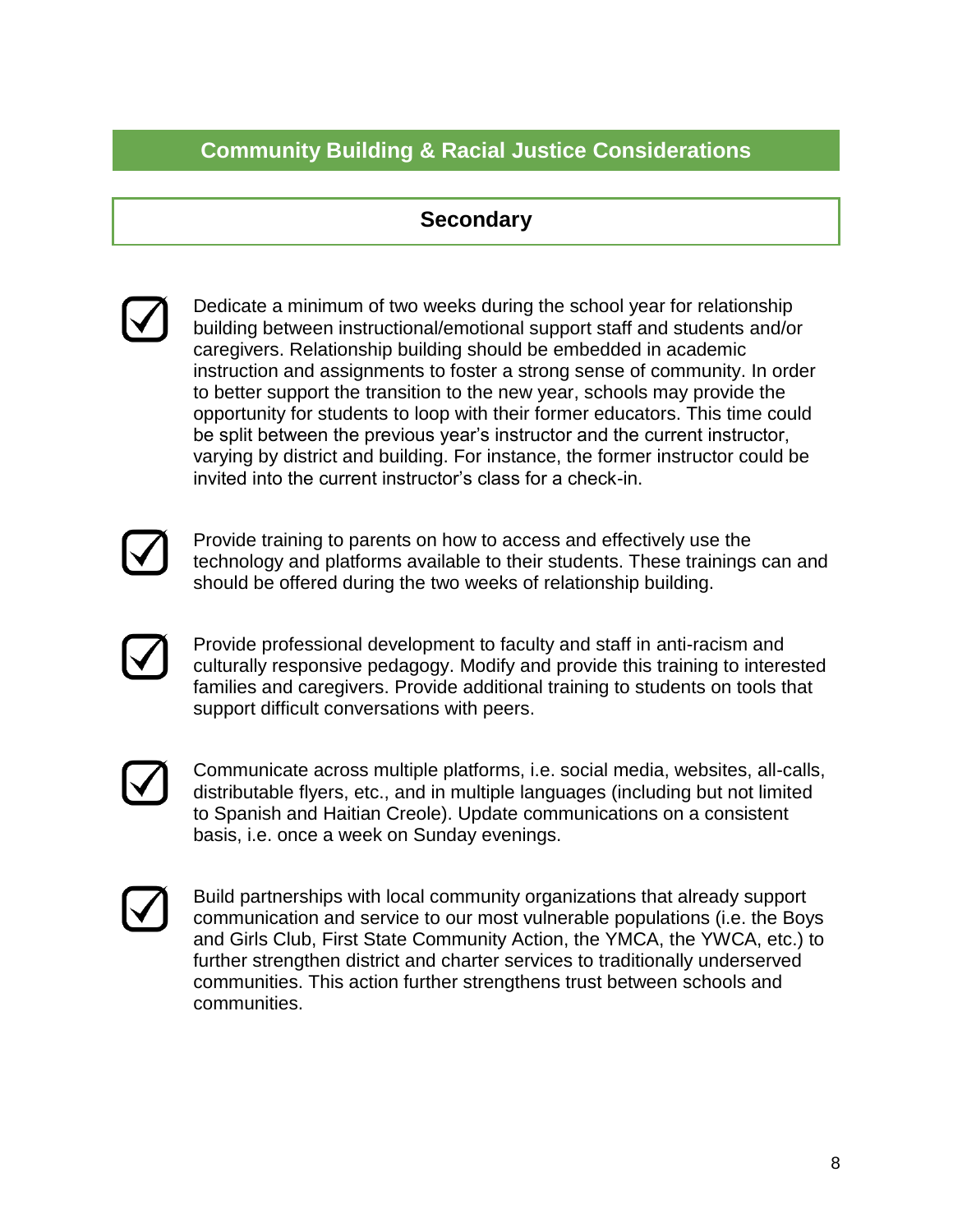## Community Building & Racial Justice Considerations

### Secondary

- [x] Dedicate a minimum of two weeks during the school year for relationship building between instructional/emotional support staff and students and/or caregivers. Relationship building should be embedded in academic instruction and assignments to foster a strong sense of community. In order to better support the transition to the new year, schools may provide the opportunity for students to loop with their former educators. This time could be split between the previous year's instructor and the current instructor, varying by district and building. For instance, the former instructor could be invited into the current instructor's class for a check-in.

- [x] Provide training to parents on how to access and effectively use the technology and platforms available to their students. These trainings can and should be offered during the two weeks of relationship building.

- [x] Provide professional development to faculty and staff in anti-racism and culturally responsive pedagogy. Modify and provide this training to interested families and caregivers. Provide additional training to students on tools that support difficult conversations with peers.

- [x] Communicate across multiple platforms, i.e. social media, websites, all-calls, distributable flyers, etc., and in multiple languages (including but not limited to Spanish and Haitian Creole). Update communications on a consistent basis, i.e. once a week on Sunday evenings.

- [x] Build partnerships with local community organizations that already support communication and service to our most vulnerable populations (i.e. the Boys and Girls Club, First State Community Action, the YMCA, the YWCA, etc.) to further strengthen district and charter services to traditionally underserved communities. This action further strengthens trust between schools and communities.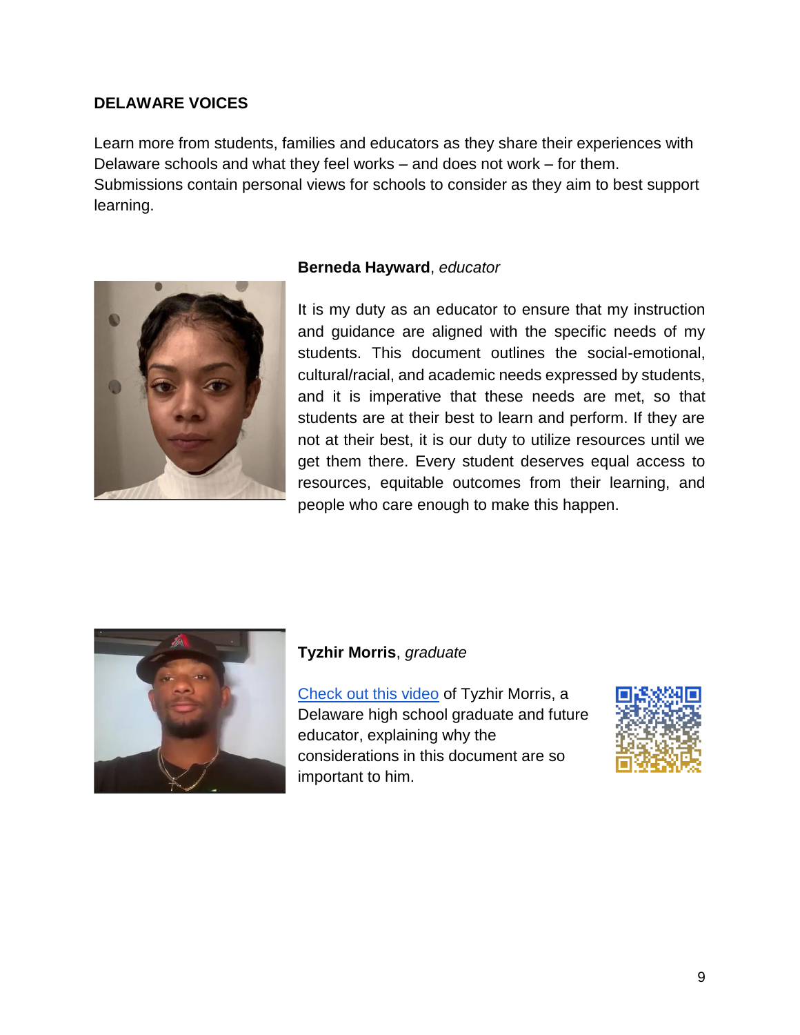## DELAWARE VOICES

Learn more from students, families and educators as they share their experiences with Delaware schools and what they feel works – and does not work – for them. Submissions contain personal views for schools to consider as they aim to best support learning.

**Berneda Hayward**, *educator*

It is my duty as an educator to ensure that my instruction and guidance are aligned with the specific needs of my students. This document outlines the social-emotional, cultural/racial, and academic needs expressed by students, and it is imperative that these needs are met, so that students are at their best to learn and perform. If they are not at their best, it is our duty to utilize resources until we get them there. Every student deserves equal access to resources, equitable outcomes from their learning, and people who care enough to make this happen.

**Tyzhir Morris**, *graduate*

Check out this video of Tyzhir Morris, a Delaware high school graduate and future educator, explaining why the considerations in this document are so important to him.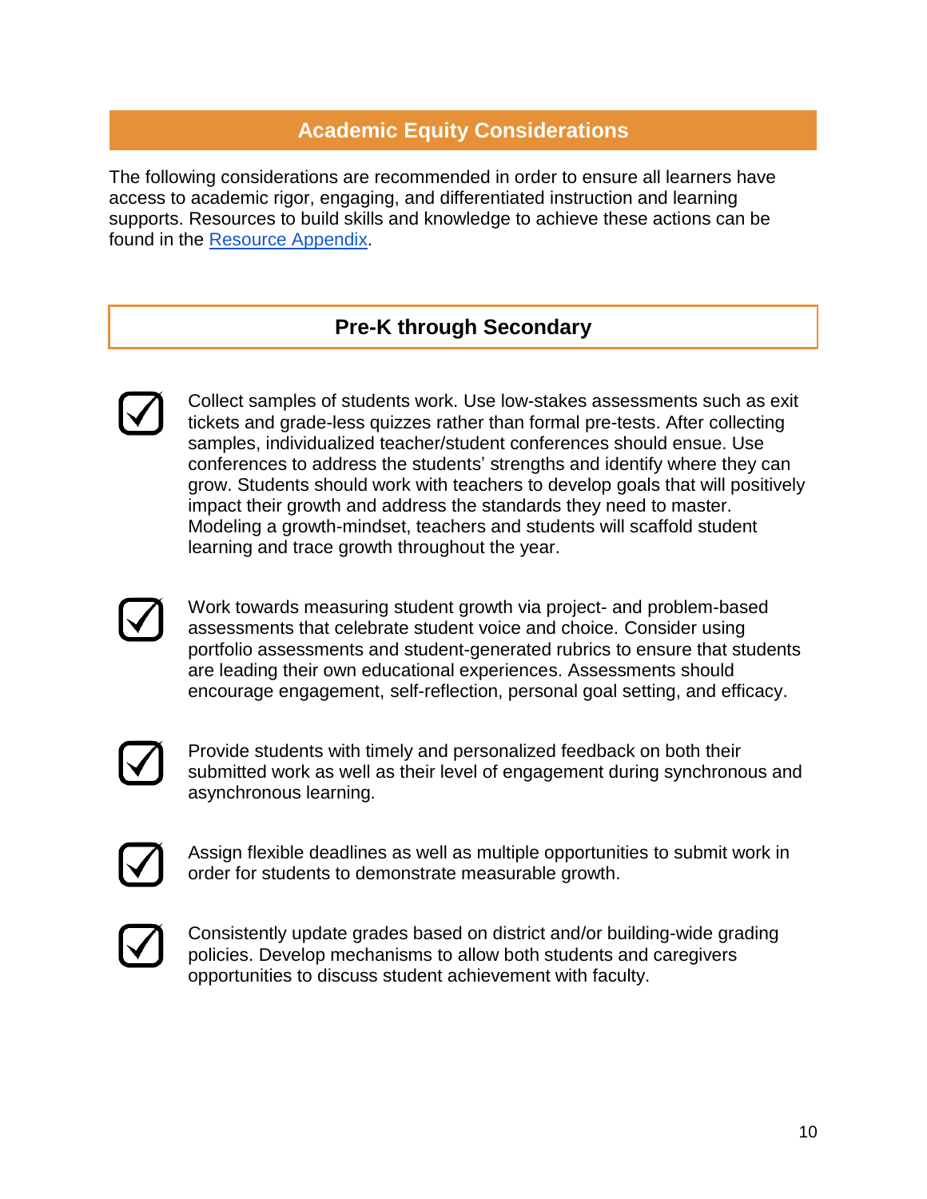## Academic Equity Considerations

The following considerations are recommended in order to ensure all learners have access to academic rigor, engaging, and differentiated instruction and learning supports. Resources to build skills and knowledge to achieve these actions can be found in the Resource Appendix.

### Pre-K through Secondary

- ☑ Collect samples of students work. Use low-stakes assessments such as exit tickets and grade-less quizzes rather than formal pre-tests. After collecting samples, individualized teacher/student conferences should ensue. Use conferences to address the students' strengths and identify where they can grow. Students should work with teachers to develop goals that will positively impact their growth and address the standards they need to master. Modeling a growth-mindset, teachers and students will scaffold student learning and trace growth throughout the year.

- ☑ Work towards measuring student growth via project- and problem-based assessments that celebrate student voice and choice. Consider using portfolio assessments and student-generated rubrics to ensure that students are leading their own educational experiences. Assessments should encourage engagement, self-reflection, personal goal setting, and efficacy.

- ☑ Provide students with timely and personalized feedback on both their submitted work as well as their level of engagement during synchronous and asynchronous learning.

- ☑ Assign flexible deadlines as well as multiple opportunities to submit work in order for students to demonstrate measurable growth.

- ☑ Consistently update grades based on district and/or building-wide grading policies. Develop mechanisms to allow both students and caregivers opportunities to discuss student achievement with faculty.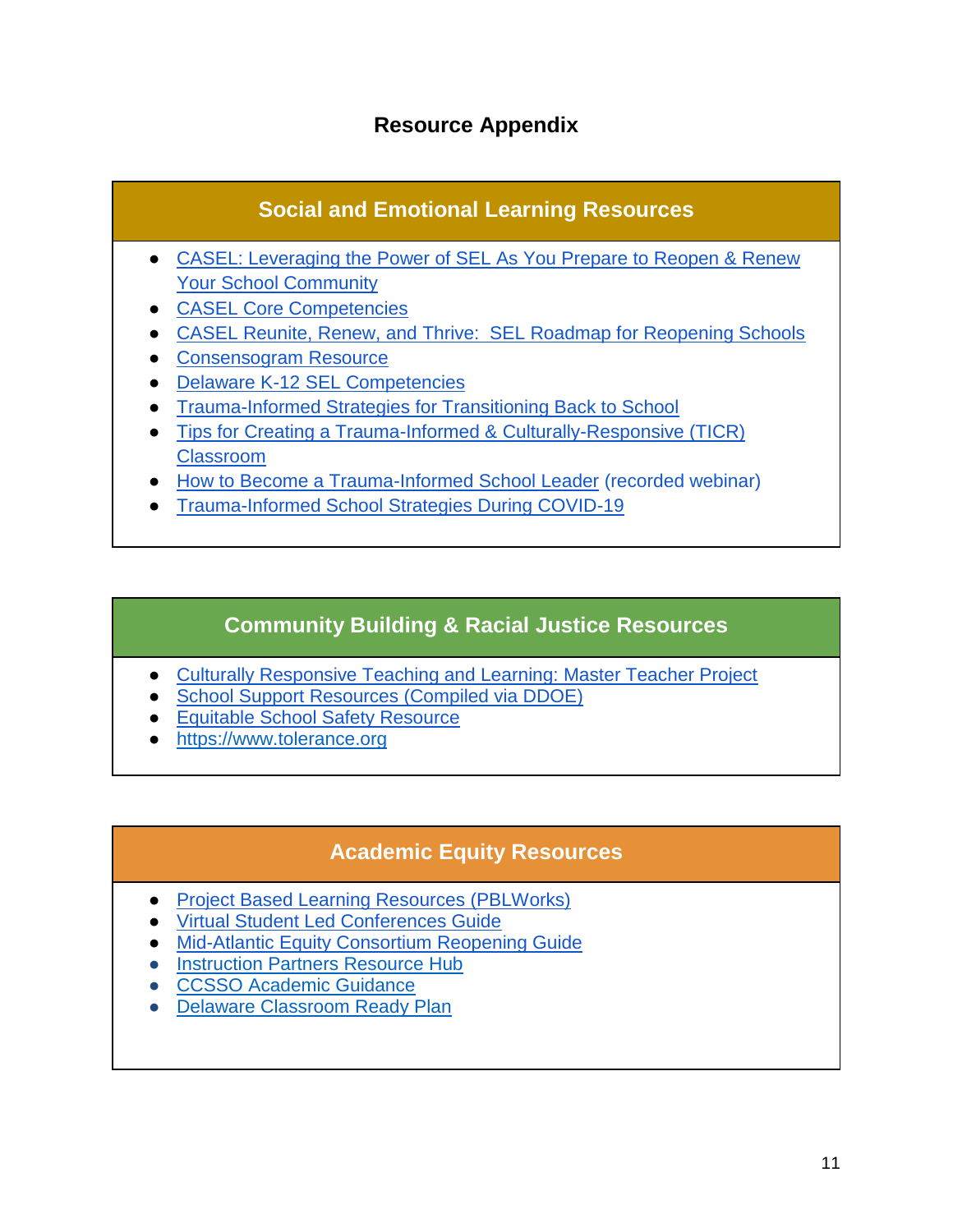# Resource Appendix

## Social and Emotional Learning Resources

- CASEL: Leveraging the Power of SEL As You Prepare to Reopen & Renew Your School Community
- CASEL Core Competencies
- CASEL Reunite, Renew, and Thrive:  SEL Roadmap for Reopening Schools
- Consensogram Resource
- Delaware K-12 SEL Competencies
- Trauma-Informed Strategies for Transitioning Back to School
- Tips for Creating a Trauma-Informed & Culturally-Responsive (TICR) Classroom
- How to Become a Trauma-Informed School Leader (recorded webinar)
- Trauma-Informed School Strategies During COVID-19

## Community Building & Racial Justice Resources

- Culturally Responsive Teaching and Learning: Master Teacher Project
- School Support Resources (Compiled via DDOE)
- Equitable School Safety Resource
- https://www.tolerance.org

## Academic Equity Resources

- Project Based Learning Resources (PBLWorks)
- Virtual Student Led Conferences Guide
- Mid-Atlantic Equity Consortium Reopening Guide
- Instruction Partners Resource Hub
- CCSSO Academic Guidance
- Delaware Classroom Ready Plan